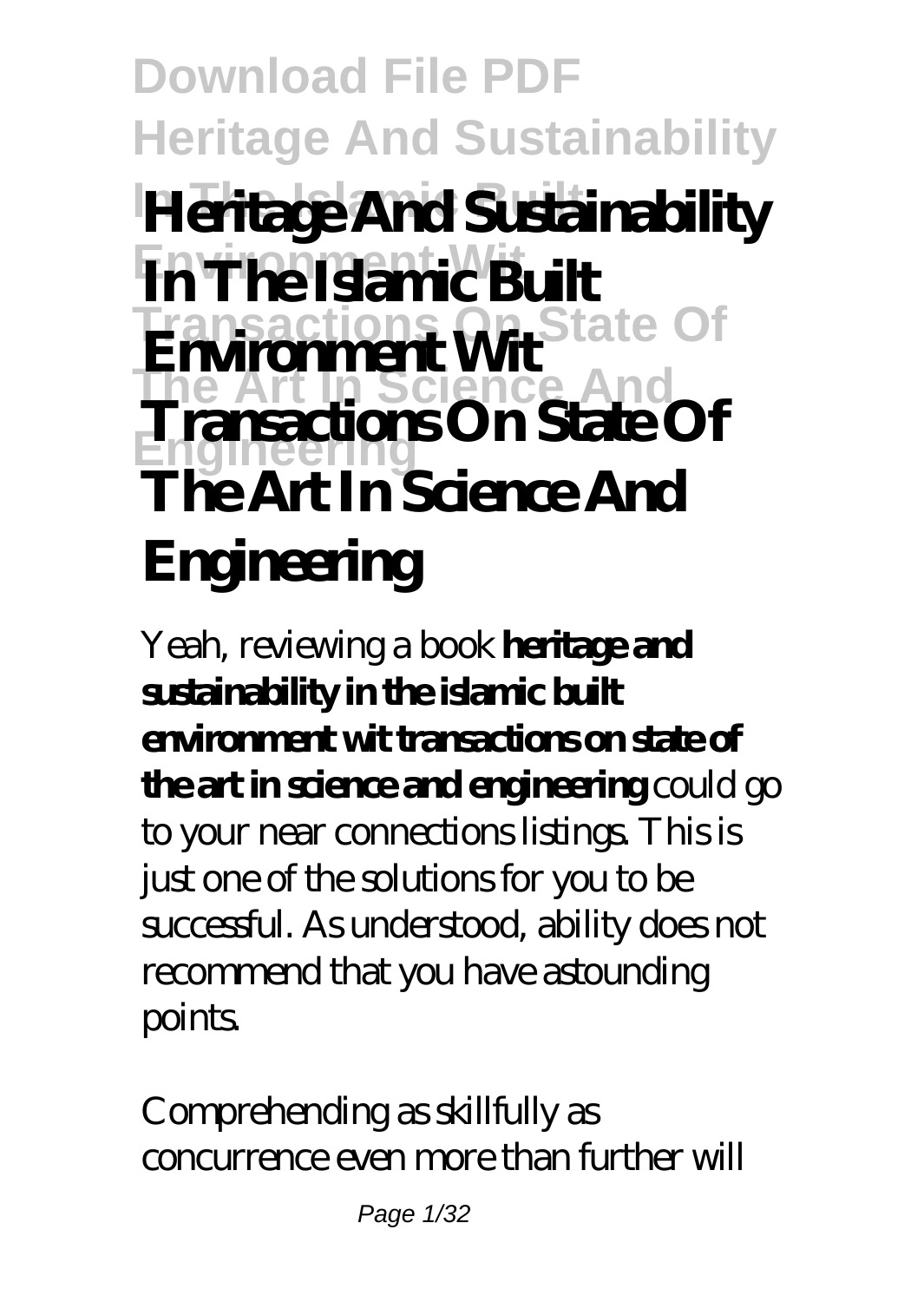# Download File PDF Heritage And Sustainability In The Islamic Built Environment Wit Transactions On State Of The Art In Science And Engineering

# Heritage And Sustainability In The Islamic Built Environment Wit Transactions On State Of The Art In Science And Engineering

Yeah, reviewing a book **heritage and sustainability in the islamic built environment wit transactions on state of the art in science and engineering** could go to your near connections listings. This is just one of the solutions for you to be successful. As understood, ability does not recommend that you have astounding points.

Comprehending as skillfully as concurrence even more than further will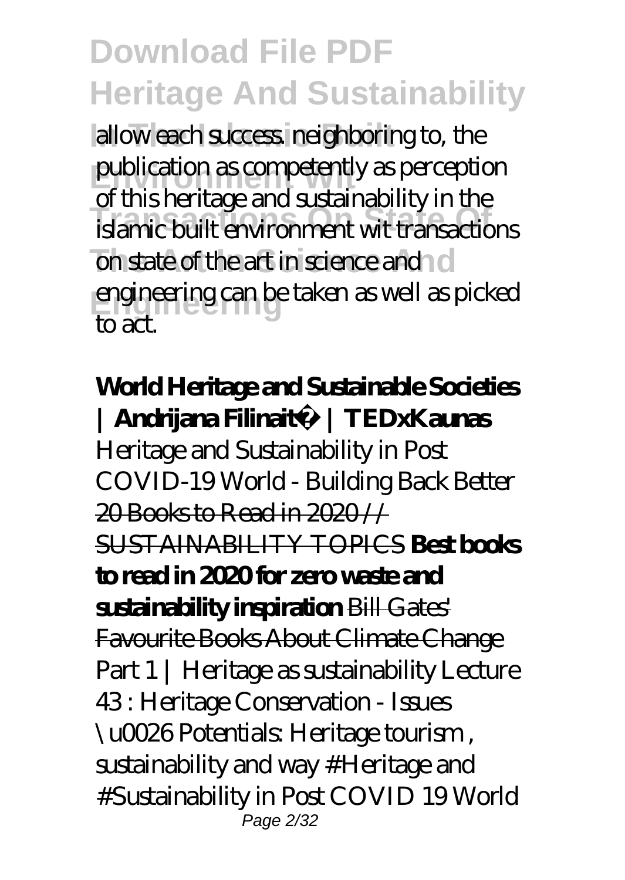allow each success. neighboring to, the publication as competently as perception of this heritage and sustainability in the islamic built environment wit transactions on state of the art in science and engineering can be taken as well as picked to act.

**World Heritage and Sustainable Societies | Andrijana Filinaitė | TEDxKaunas**

Heritage and Sustainability in Post COVID-19 World - Building Back Better

~~20 Books to Read in 2020 // SUSTAINABILITY TOPICS~~ **Best books to read in 2020 for zero waste and sustainability inspiration** ~~Bill Gates' Favourite Books About Climate Change~~

*Part 1 | Heritage as sustainability Lecture 43 : Heritage Conservation - Issues \u0026 Potentials: Heritage tourism , sustainability and way #Heritage and #Sustainability in Post COVID 19 World*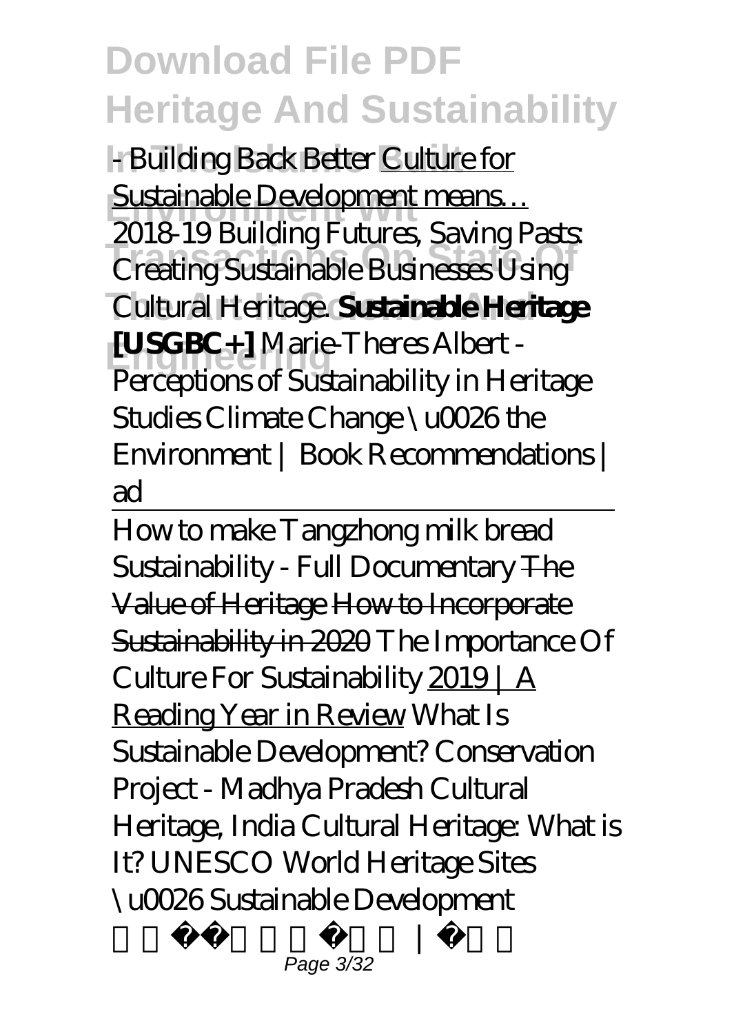- Building Back Better Culture for Sustainable Development means…

2018-19 Building Futures, Saving Pasts: Creating Sustainable Businesses Using Cultural Heritage. **Sustainable Heritage [USGBC+]** Marie-Theres Albert - Perceptions of Sustainability in Heritage Studies Climate Change \u0026 the Environment | Book Recommendations | ad

---

How to make Tangzhong milk bread Sustainability - Full Documentary ~~The Value of Heritage~~ ~~How to Incorporate Sustainability in 2020~~ The Importance Of Culture For Sustainability 2019 | A Reading Year in Review What Is Sustainable Development? Conservation Project - Madhya Pradesh Cultural Heritage, India Cultural Heritage: What is It? UNESCO World Heritage Sites \u0026 Sustainable Development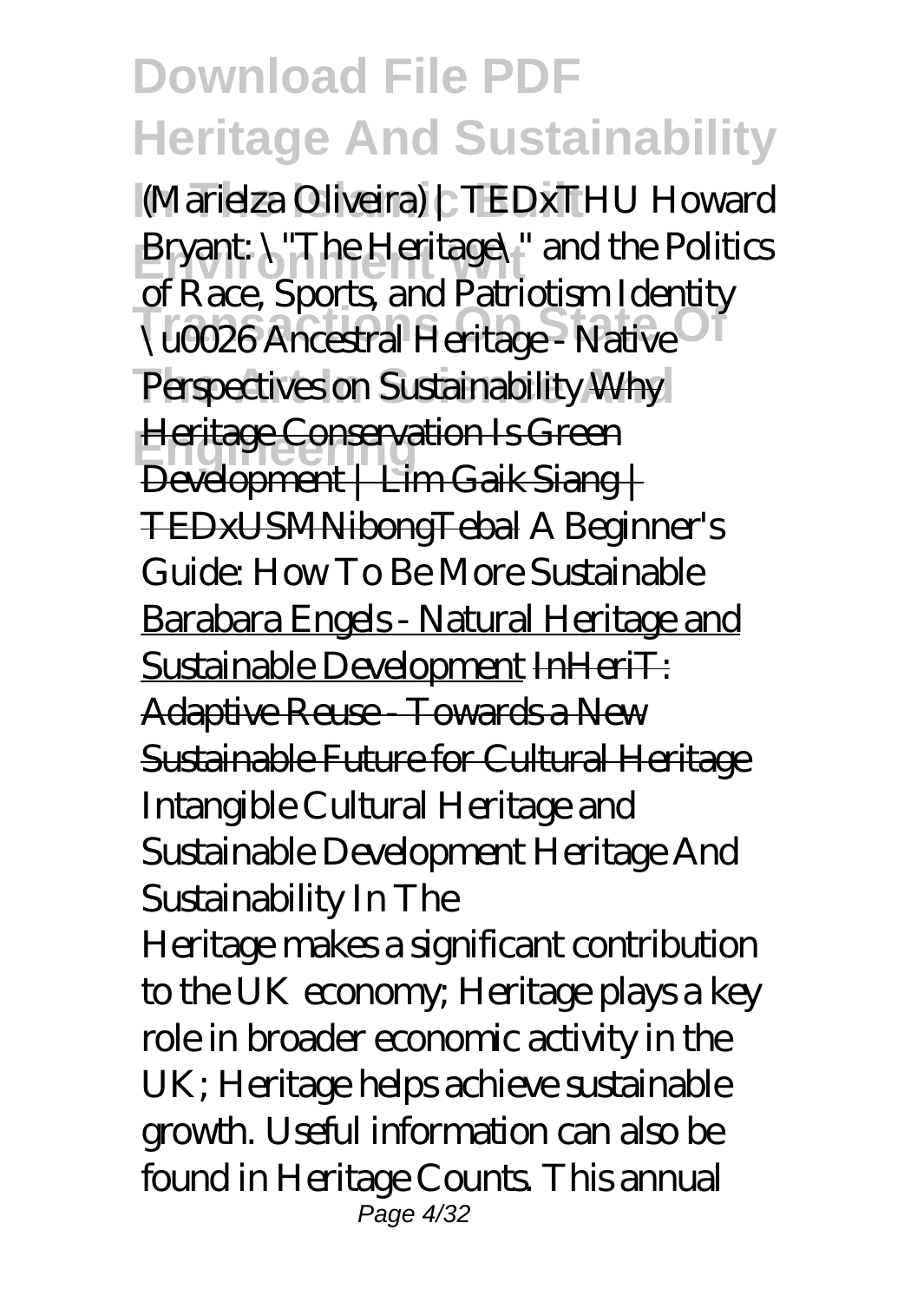*(Marielza Oliveira) | TEDxTHU Howard Bryant: \"The Heritage\" and the Politics of Race, Sports, and Patriotism Identity \u0026 Ancestral Heritage - Native Perspectives on Sustainability* Why Heritage Conservation Is Green Development | Lim Gaik Siang | TEDxUSMNibongTebal *A Beginner's Guide: How To Be More Sustainable* Barabara Engels - Natural Heritage and Sustainable Development InHeriT: Adaptive Reuse - Towards a New Sustainable Future for Cultural Heritage *Intangible Cultural Heritage and Sustainable Development Heritage And Sustainability In The*

Heritage makes a significant contribution to the UK economy; Heritage plays a key role in broader economic activity in the UK; Heritage helps achieve sustainable growth. Useful information can also be found in Heritage Counts. This annual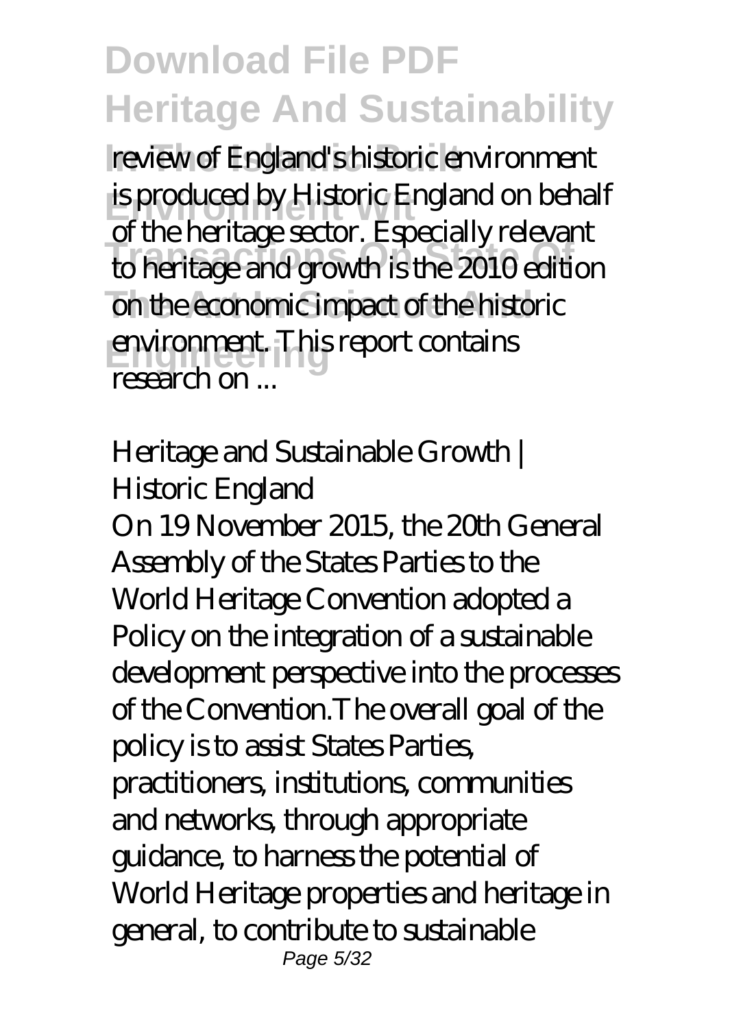review of England's historic environment is produced by Historic England on behalf of the heritage sector. Especially relevant to heritage and growth is the 2010 edition on the economic impact of the historic environment. This report contains research on ...

## Heritage and Sustainable Growth | Historic England

On 19 November 2015, the 20th General Assembly of the States Parties to the World Heritage Convention adopted a Policy on the integration of a sustainable development perspective into the processes of the Convention.The overall goal of the policy is to assist States Parties, practitioners, institutions, communities and networks, through appropriate guidance, to harness the potential of World Heritage properties and heritage in general, to contribute to sustainable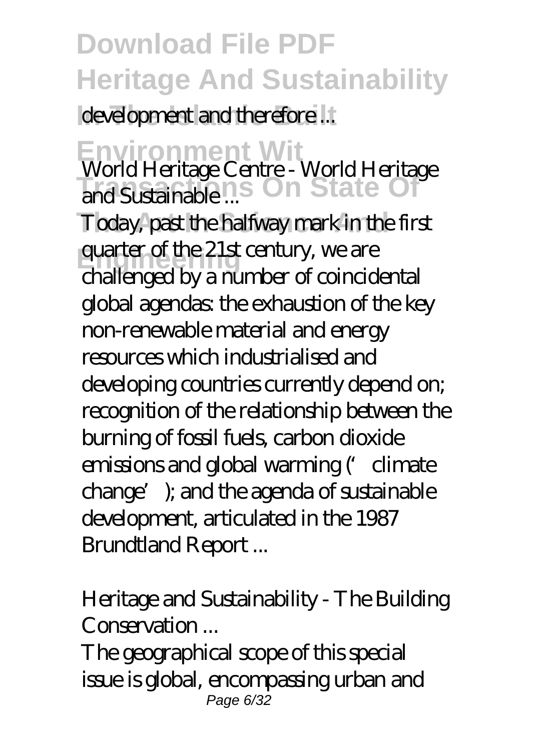development and therefore ...

*World Heritage Centre - World Heritage and Sustainable ...*

Today, past the halfway mark in the first quarter of the 21st century, we are challenged by a number of coincidental global agendas: the exhaustion of the key non-renewable material and energy resources which industrialised and developing countries currently depend on; recognition of the relationship between the burning of fossil fuels, carbon dioxide emissions and global warming ('climate change'); and the agenda of sustainable development, articulated in the 1987 Brundtland Report ...

*Heritage and Sustainability - The Building Conservation ...*

The geographical scope of this special issue is global, encompassing urban and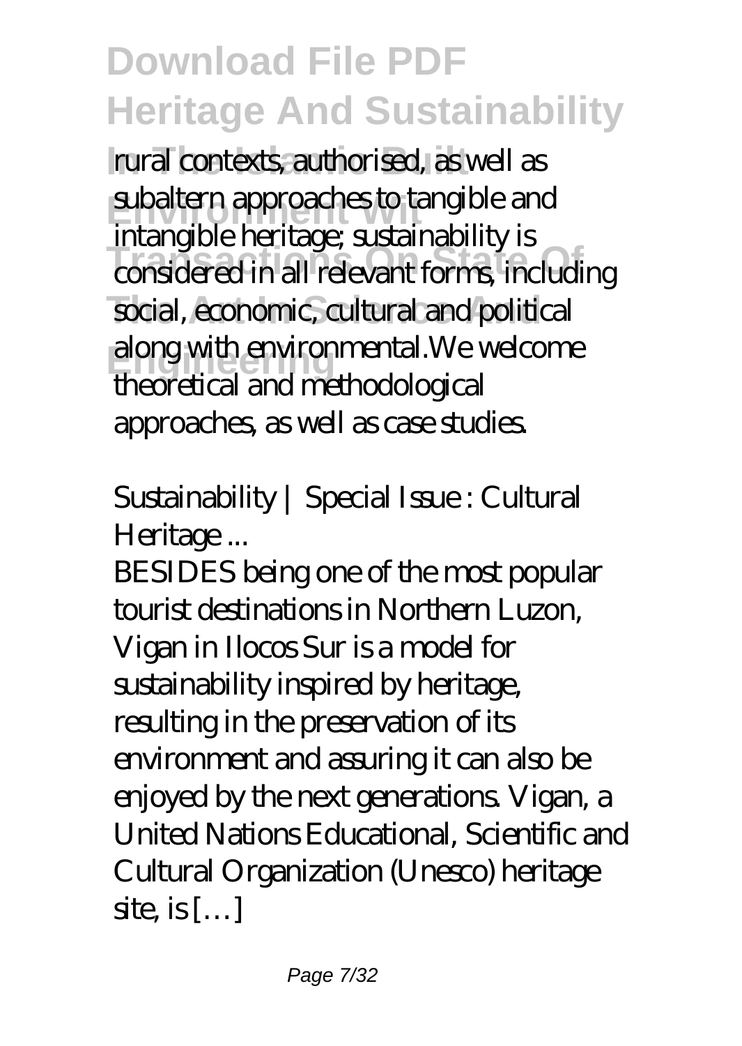rural contexts, authorised, as well as subaltern approaches to tangible and intangible heritage; sustainability is considered in all relevant forms, including social, economic, cultural and political along with environmental.We welcome theoretical and methodological approaches, as well as case studies.

*Sustainability | Special Issue : Cultural Heritage ...*

BESIDES being one of the most popular tourist destinations in Northern Luzon, Vigan in Ilocos Sur is a model for sustainability inspired by heritage, resulting in the preservation of its environment and assuring it can also be enjoyed by the next generations. Vigan, a United Nations Educational, Scientific and Cultural Organization (Unesco) heritage site, is […]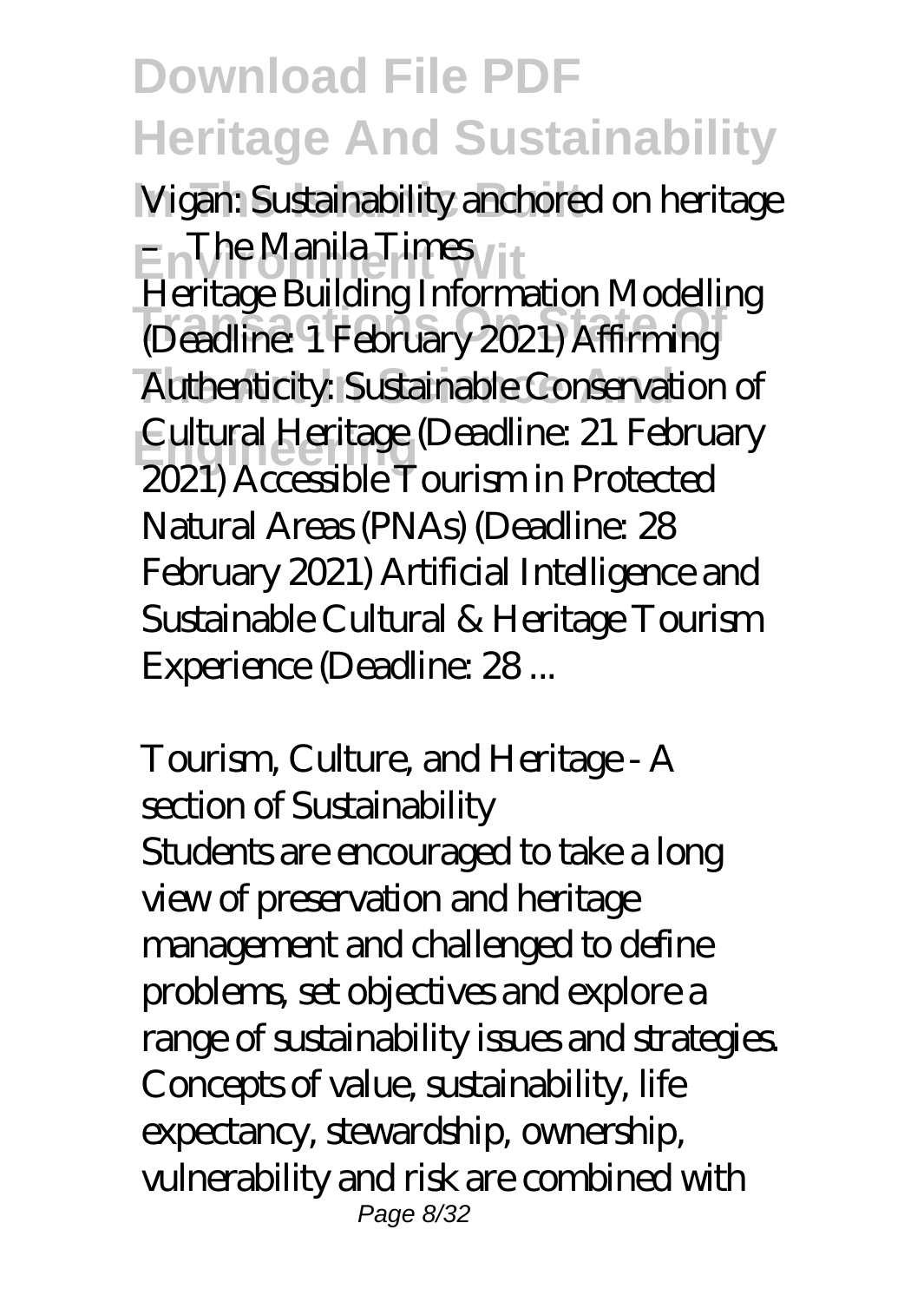*Vigan: Sustainability anchored on heritage – The Manila Times*

Heritage Building Information Modelling (Deadline: 1 February 2021) Affirming Authenticity: Sustainable Conservation of Cultural Heritage (Deadline: 21 February 2021) Accessible Tourism in Protected Natural Areas (PNAs) (Deadline: 28 February 2021) Artificial Intelligence and Sustainable Cultural & Heritage Tourism Experience (Deadline: 28 ...

*Tourism, Culture, and Heritage - A section of Sustainability*

Students are encouraged to take a long view of preservation and heritage management and challenged to define problems, set objectives and explore a range of sustainability issues and strategies. Concepts of value, sustainability, life expectancy, stewardship, ownership, vulnerability and risk are combined with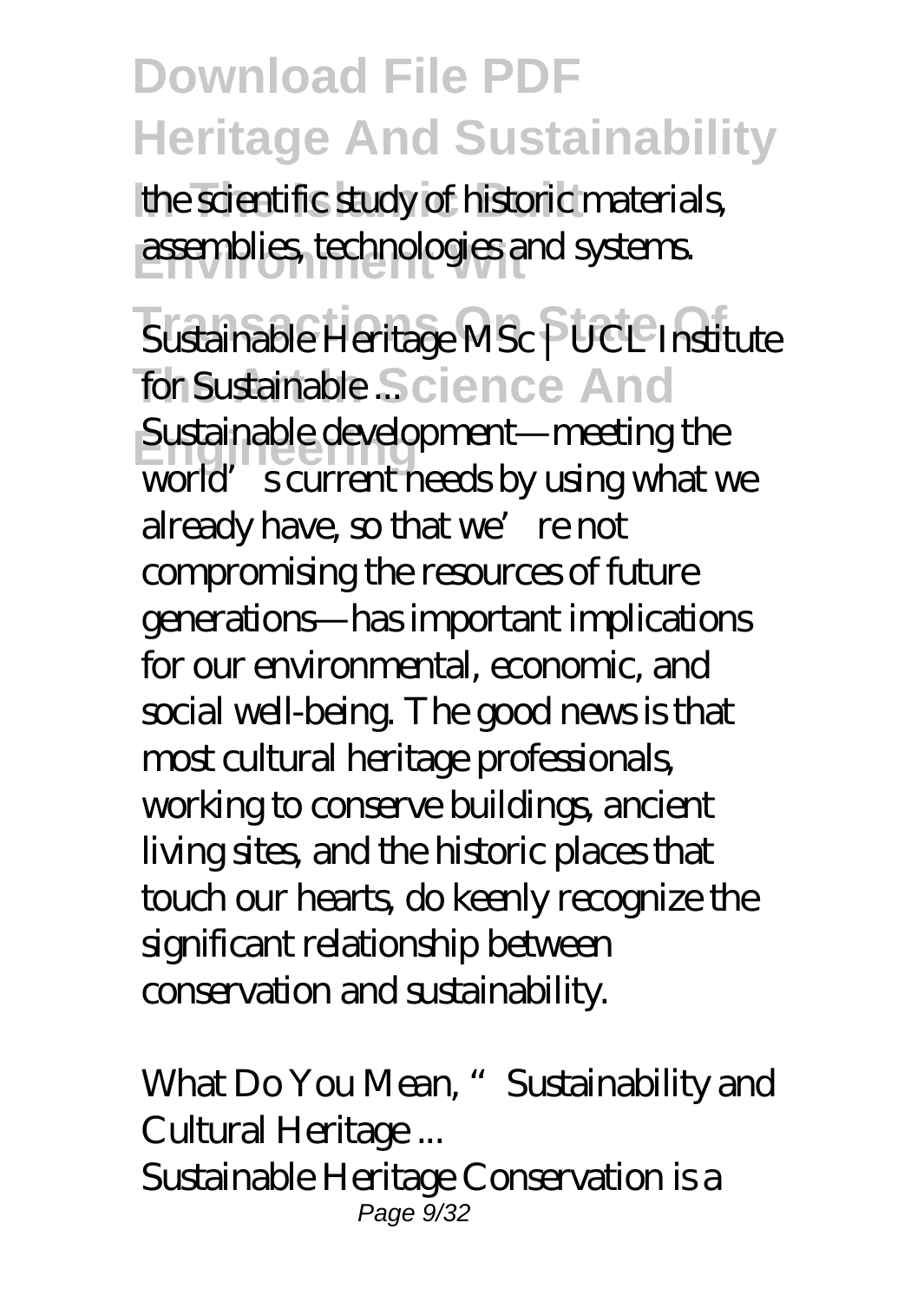the scientific study of historic materials, assemblies, technologies and systems.

*Sustainable Heritage MSc | UCL Institute for Sustainable ...*

Sustainable development—meeting the world's current needs by using what we already have, so that we're not compromising the resources of future generations—has important implications for our environmental, economic, and social well-being. The good news is that most cultural heritage professionals, working to conserve buildings, ancient living sites, and the historic places that touch our hearts, do keenly recognize the significant relationship between conservation and sustainability.

*What Do You Mean, "Sustainability and Cultural Heritage ...*

Sustainable Heritage Conservation is a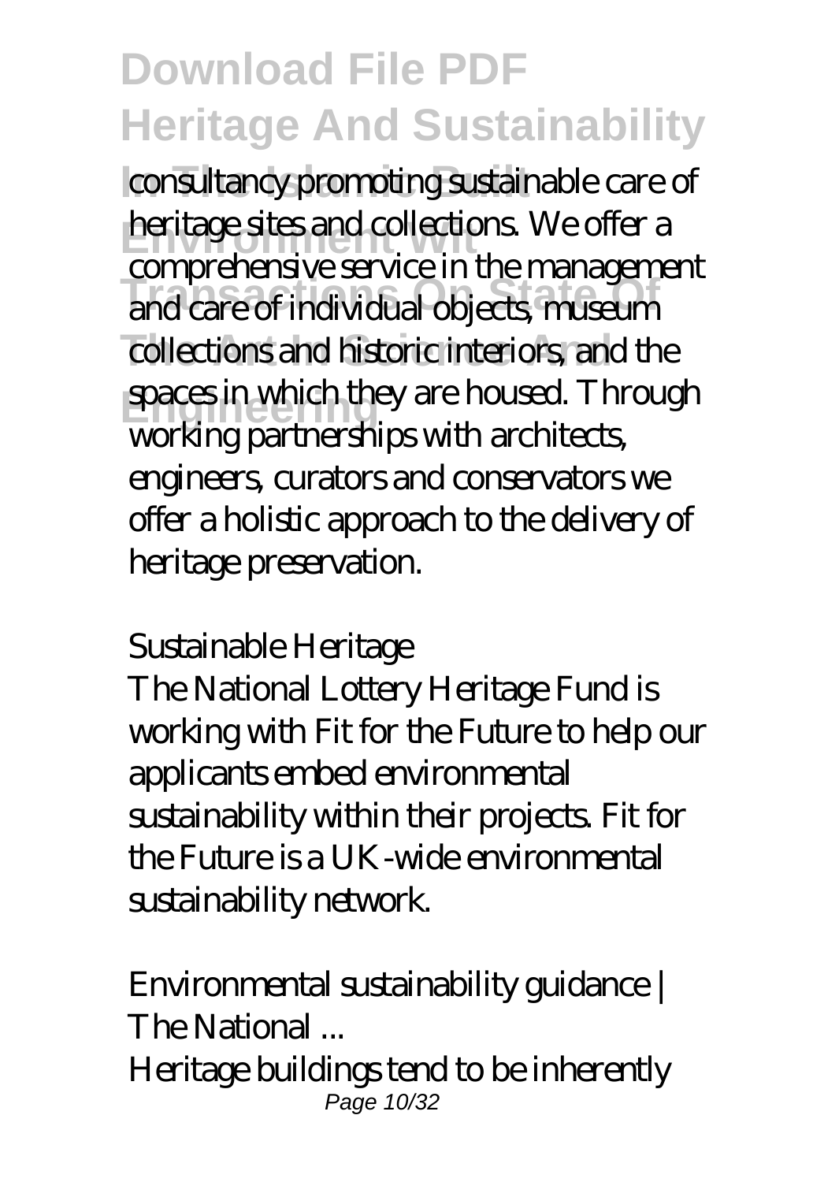consultancy promoting sustainable care of heritage sites and collections. We offer a comprehensive service in the management and care of individual objects, museum collections and historic interiors, and the spaces in which they are housed. Through working partnerships with architects, engineers, curators and conservators we offer a holistic approach to the delivery of heritage preservation.

*Sustainable Heritage*

The National Lottery Heritage Fund is working with Fit for the Future to help our applicants embed environmental sustainability within their projects. Fit for the Future is a UK-wide environmental sustainability network.

*Environmental sustainability guidance | The National ...*

Heritage buildings tend to be inherently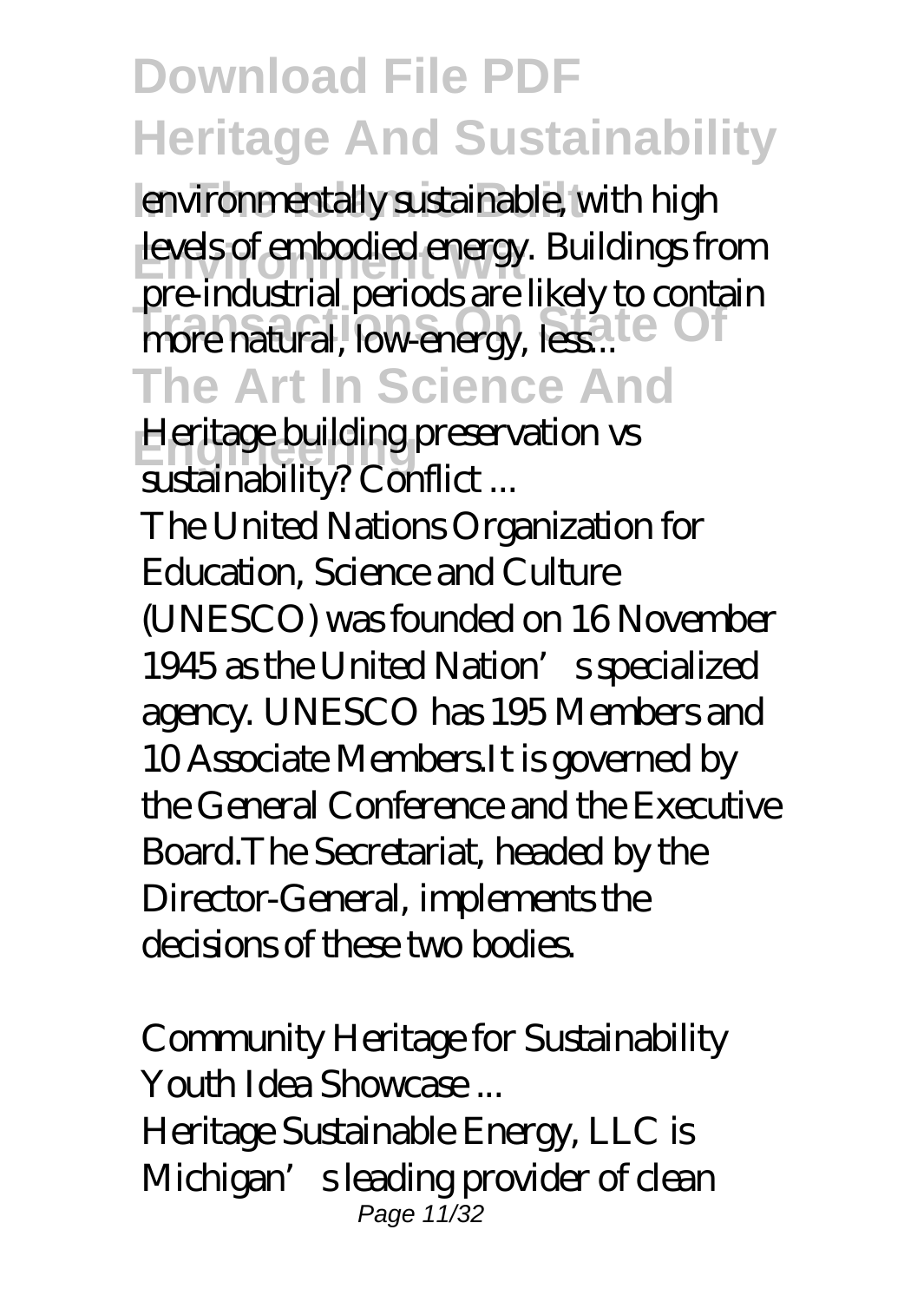environmentally sustainable, with high levels of embodied energy. Buildings from pre-industrial periods are likely to contain more natural, low-energy, less...

*Heritage building preservation vs sustainability? Conflict ...*

The United Nations Organization for Education, Science and Culture (UNESCO) was founded on 16 November 1945 as the United Nation's specialized agency. UNESCO has 195 Members and 10 Associate Members.It is governed by the General Conference and the Executive Board.The Secretariat, headed by the Director-General, implements the decisions of these two bodies.

*Community Heritage for Sustainability Youth Idea Showcase ...*

Heritage Sustainable Energy, LLC is Michigan's leading provider of clean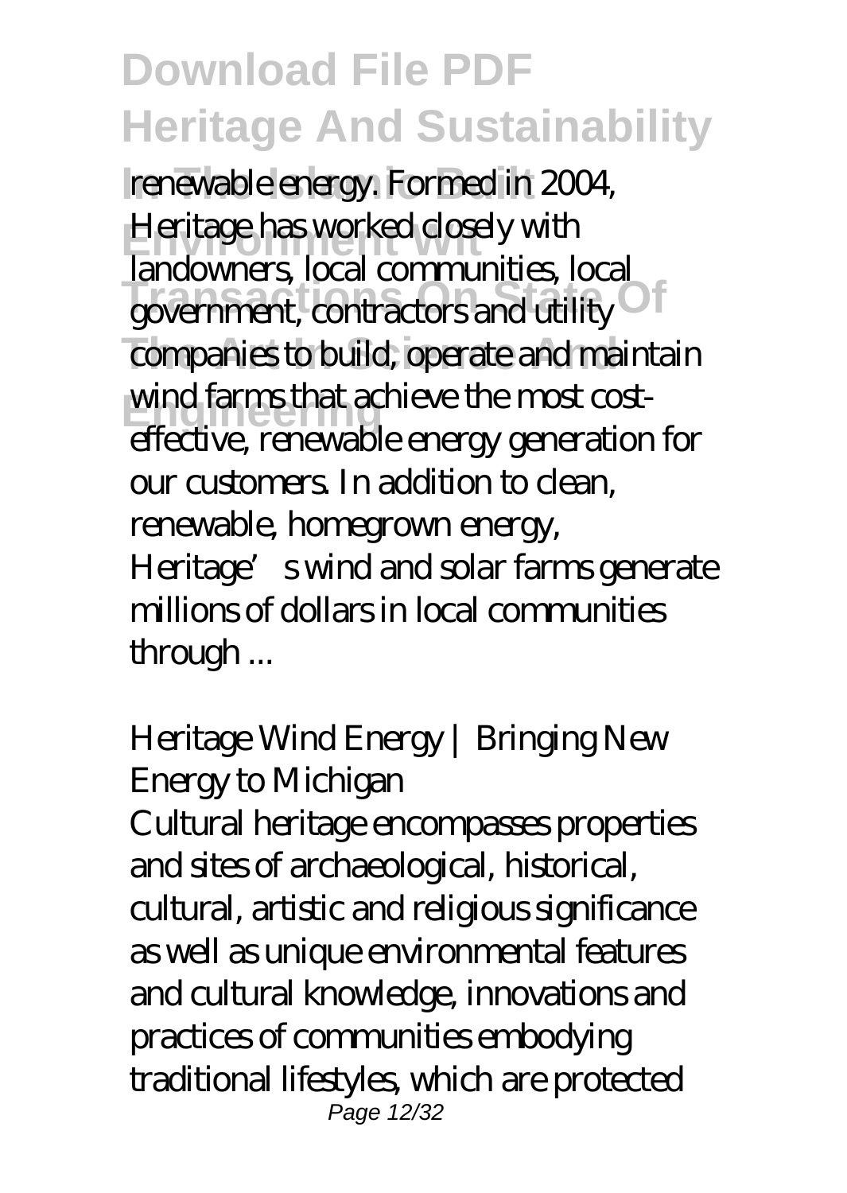renewable energy. Formed in 2004, Heritage has worked closely with landowners, local communities, local government, contractors and utility companies to build, operate and maintain wind farms that achieve the most cost-effective, renewable energy generation for our customers. In addition to clean, renewable, homegrown energy, Heritage's wind and solar farms generate millions of dollars in local communities through ...

### *Heritage Wind Energy | Bringing New Energy to Michigan*

Cultural heritage encompasses properties and sites of archaeological, historical, cultural, artistic and religious significance as well as unique environmental features and cultural knowledge, innovations and practices of communities embodying traditional lifestyles, which are protected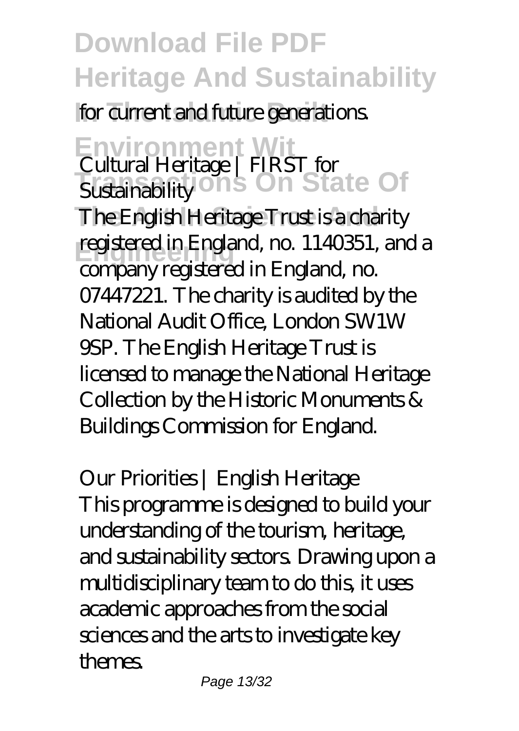for current and future generations.

*Cultural Heritage | FIRST for Sustainability*

The English Heritage Trust is a charity registered in England, no. 1140351, and a company registered in England, no. 07447221. The charity is audited by the National Audit Office, London SW1W 9SP. The English Heritage Trust is licensed to manage the National Heritage Collection by the Historic Monuments & Buildings Commission for England.

*Our Priorities | English Heritage*

This programme is designed to build your understanding of the tourism, heritage, and sustainability sectors. Drawing upon a multidisciplinary team to do this, it uses academic approaches from the social sciences and the arts to investigate key themes.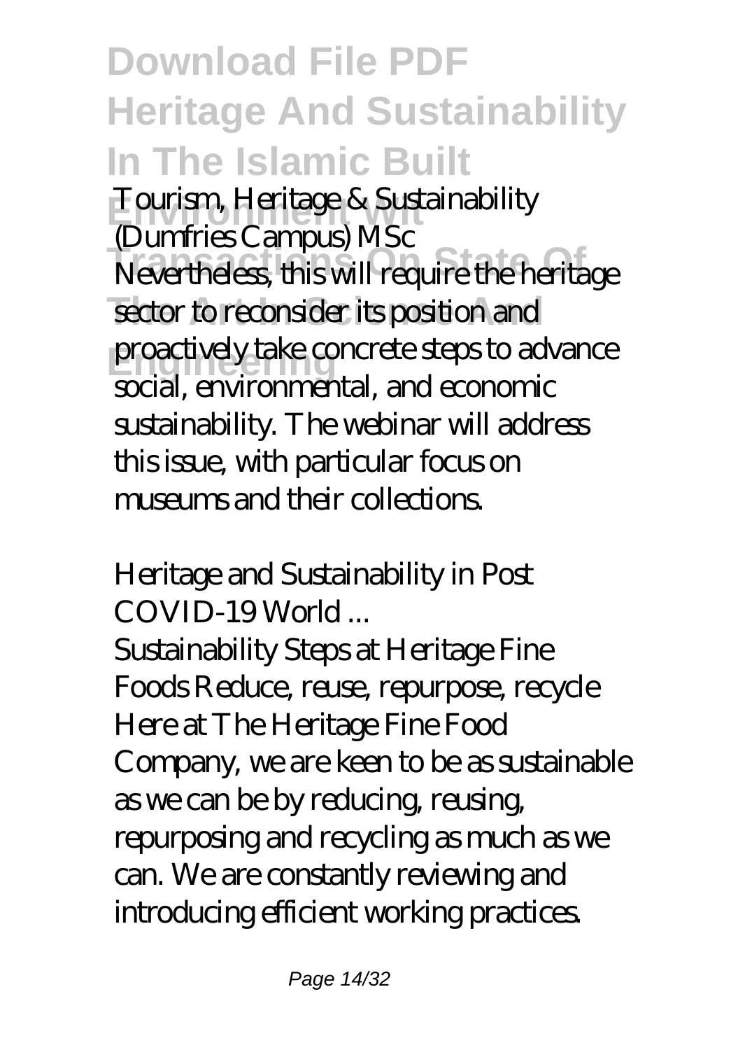*Tourism, Heritage & Sustainability (Dumfries Campus) MSc*

Nevertheless, this will require the heritage sector to reconsider its position and proactively take concrete steps to advance social, environmental, and economic sustainability. The webinar will address this issue, with particular focus on museums and their collections.

*Heritage and Sustainability in Post COVID-19 World ...*

Sustainability Steps at Heritage Fine Foods Reduce, reuse, repurpose, recycle Here at The Heritage Fine Food Company, we are keen to be as sustainable as we can be by reducing, reusing, repurposing and recycling as much as we can. We are constantly reviewing and introducing efficient working practices.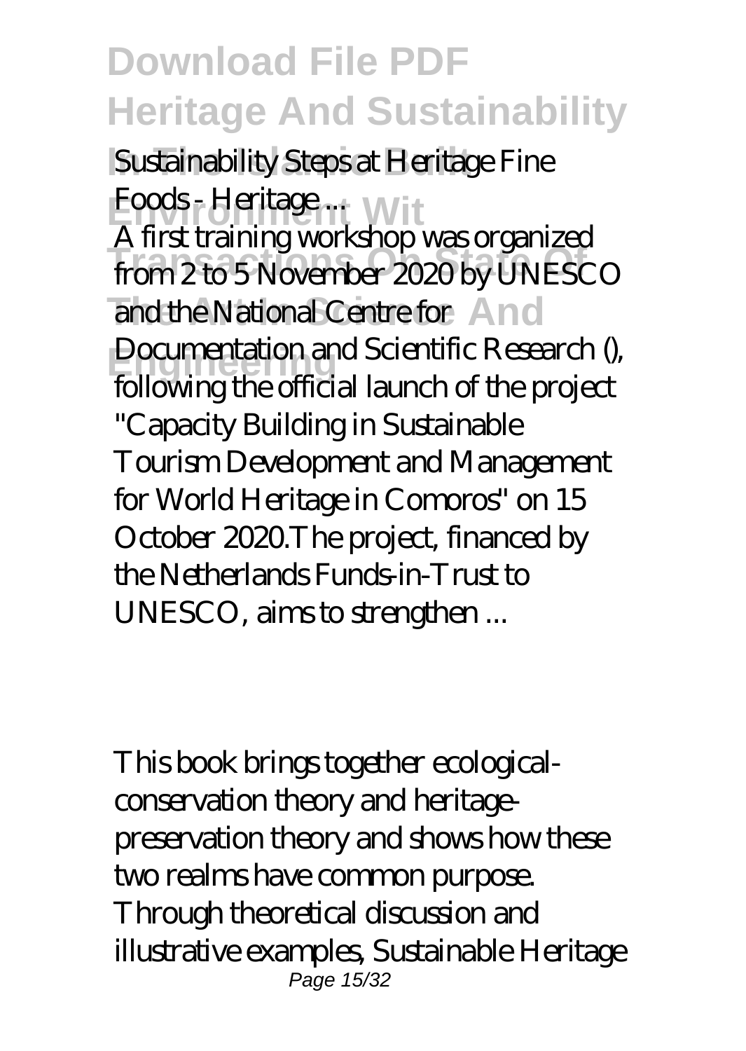*Sustainability Steps at Heritage Fine Foods - Heritage ...*

A first training workshop was organized from 2 to 5 November 2020 by UNESCO and the National Centre for Documentation and Scientific Research (), following the official launch of the project "Capacity Building in Sustainable Tourism Development and Management for World Heritage in Comoros" on 15 October 2020.The project, financed by the Netherlands Funds-in-Trust to UNESCO, aims to strengthen ...

This book brings together ecological-conservation theory and heritage-preservation theory and shows how these two realms have common purpose. Through theoretical discussion and illustrative examples, Sustainable Heritage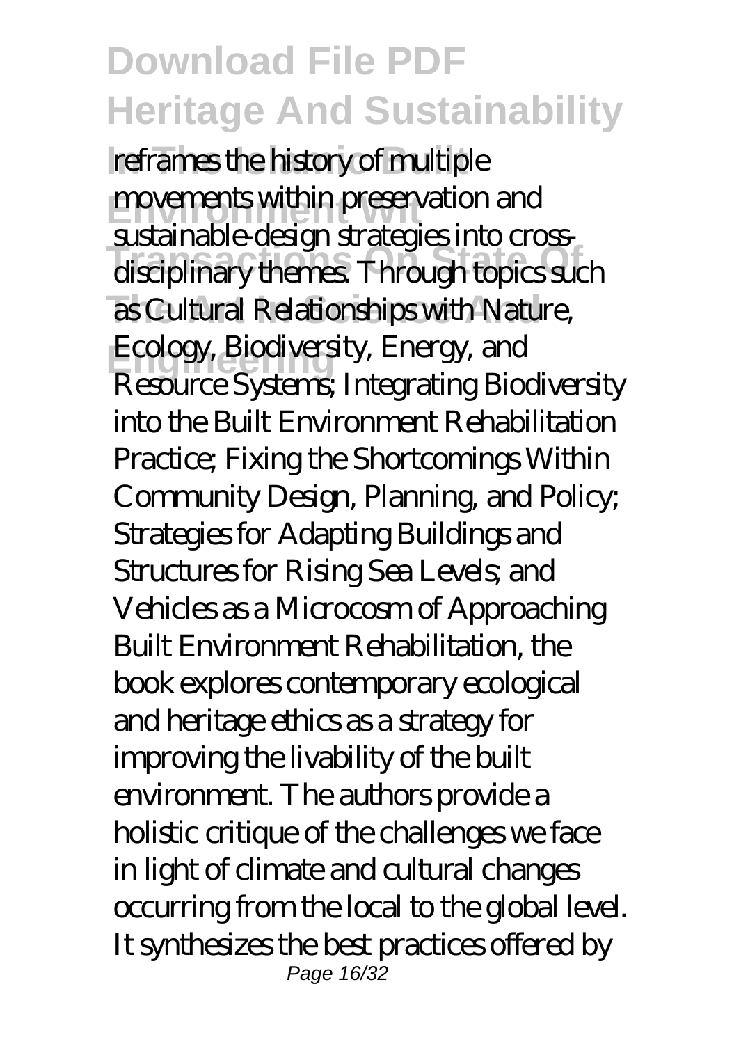reframes the history of multiple movements within preservation and sustainable-design strategies into cross-disciplinary themes. Through topics such as Cultural Relationships with Nature, Ecology, Biodiversity, Energy, and Resource Systems; Integrating Biodiversity into the Built Environment Rehabilitation Practice; Fixing the Shortcomings Within Community Design, Planning, and Policy; Strategies for Adapting Buildings and Structures for Rising Sea Levels; and Vehicles as a Microcosm of Approaching Built Environment Rehabilitation, the book explores contemporary ecological and heritage ethics as a strategy for improving the livability of the built environment. The authors provide a holistic critique of the challenges we face in light of climate and cultural changes occurring from the local to the global level. It synthesizes the best practices offered by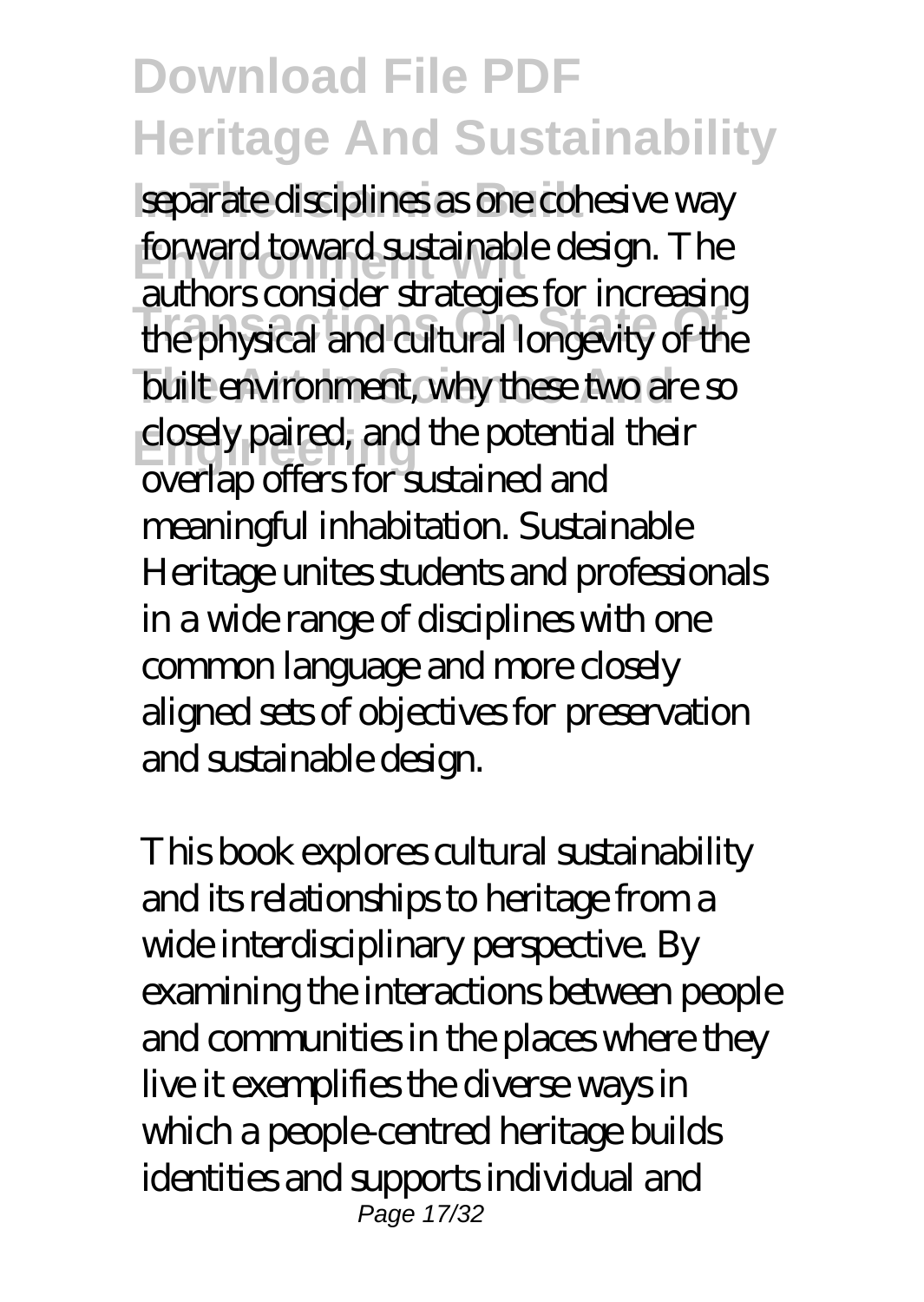separate disciplines as one cohesive way forward toward sustainable design. The authors consider strategies for increasing the physical and cultural longevity of the built environment, why these two are so closely paired, and the potential their overlap offers for sustained and meaningful inhabitation. Sustainable Heritage unites students and professionals in a wide range of disciplines with one common language and more closely aligned sets of objectives for preservation and sustainable design.

This book explores cultural sustainability and its relationships to heritage from a wide interdisciplinary perspective. By examining the interactions between people and communities in the places where they live it exemplifies the diverse ways in which a people-centred heritage builds identities and supports individual and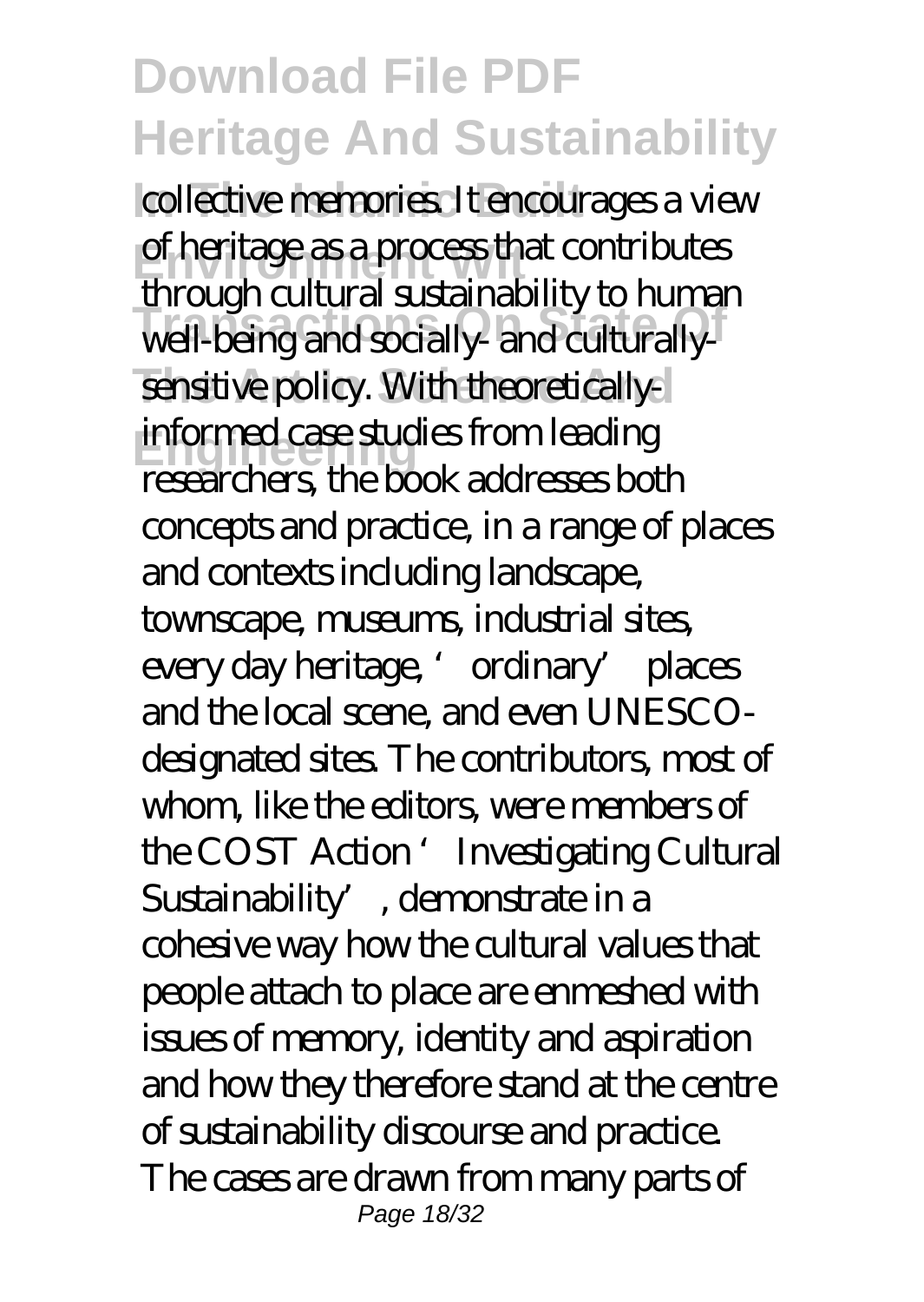collective memories. It encourages a view of heritage as a process that contributes through cultural sustainability to human well-being and socially- and culturally-sensitive policy. With theoretically-informed case studies from leading researchers, the book addresses both concepts and practice, in a range of places and contexts including landscape, townscape, museums, industrial sites, every day heritage, 'ordinary' places and the local scene, and even UNESCO-designated sites. The contributors, most of whom, like the editors, were members of the COST Action 'Investigating Cultural Sustainability', demonstrate in a cohesive way how the cultural values that people attach to place are enmeshed with issues of memory, identity and aspiration and how they therefore stand at the centre of sustainability discourse and practice. The cases are drawn from many parts of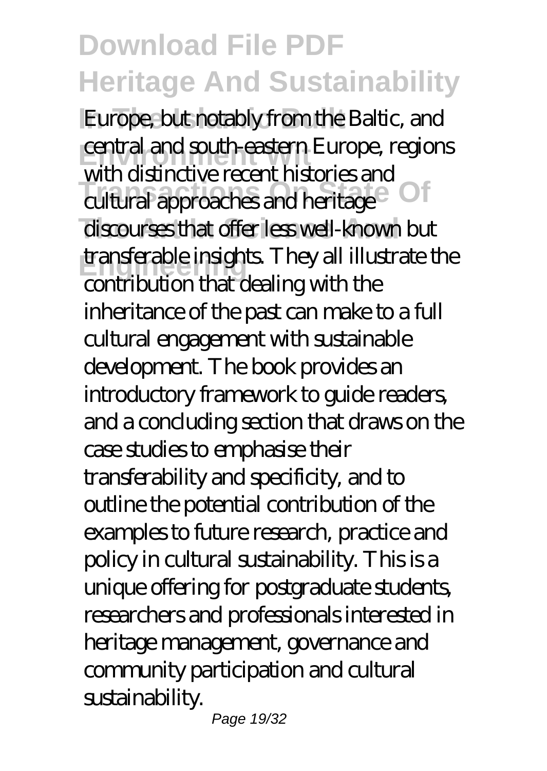Europe, but notably from the Baltic, and central and south-eastern Europe, regions with distinctive recent histories and cultural approaches and heritage discourses that offer less well-known but transferable insights. They all illustrate the contribution that dealing with the inheritance of the past can make to a full cultural engagement with sustainable development. The book provides an introductory framework to guide readers, and a concluding section that draws on the case studies to emphasise their transferability and specificity, and to outline the potential contribution of the examples to future research, practice and policy in cultural sustainability. This is a unique offering for postgraduate students, researchers and professionals interested in heritage management, governance and community participation and cultural sustainability.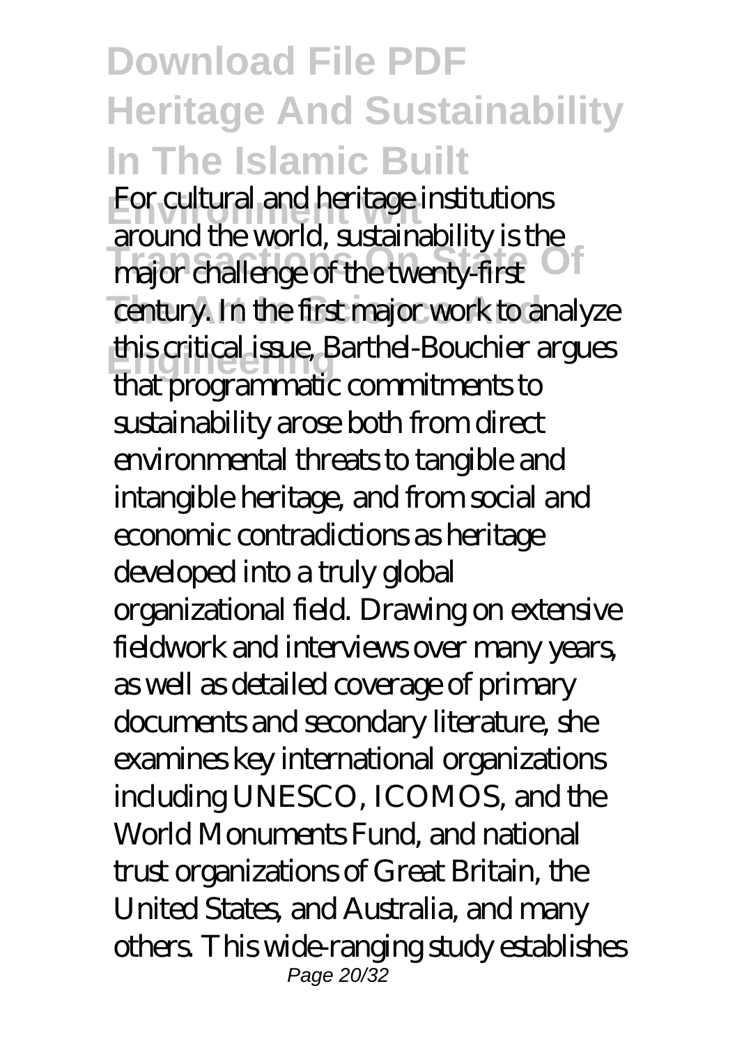For cultural and heritage institutions around the world, sustainability is the major challenge of the twenty-first century. In the first major work to analyze this critical issue, Barthel-Bouchier argues that programmatic commitments to sustainability arose both from direct environmental threats to tangible and intangible heritage, and from social and economic contradictions as heritage developed into a truly global organizational field. Drawing on extensive fieldwork and interviews over many years, as well as detailed coverage of primary documents and secondary literature, she examines key international organizations including UNESCO, ICOMOS, and the World Monuments Fund, and national trust organizations of Great Britain, the United States, and Australia, and many others. This wide-ranging study establishes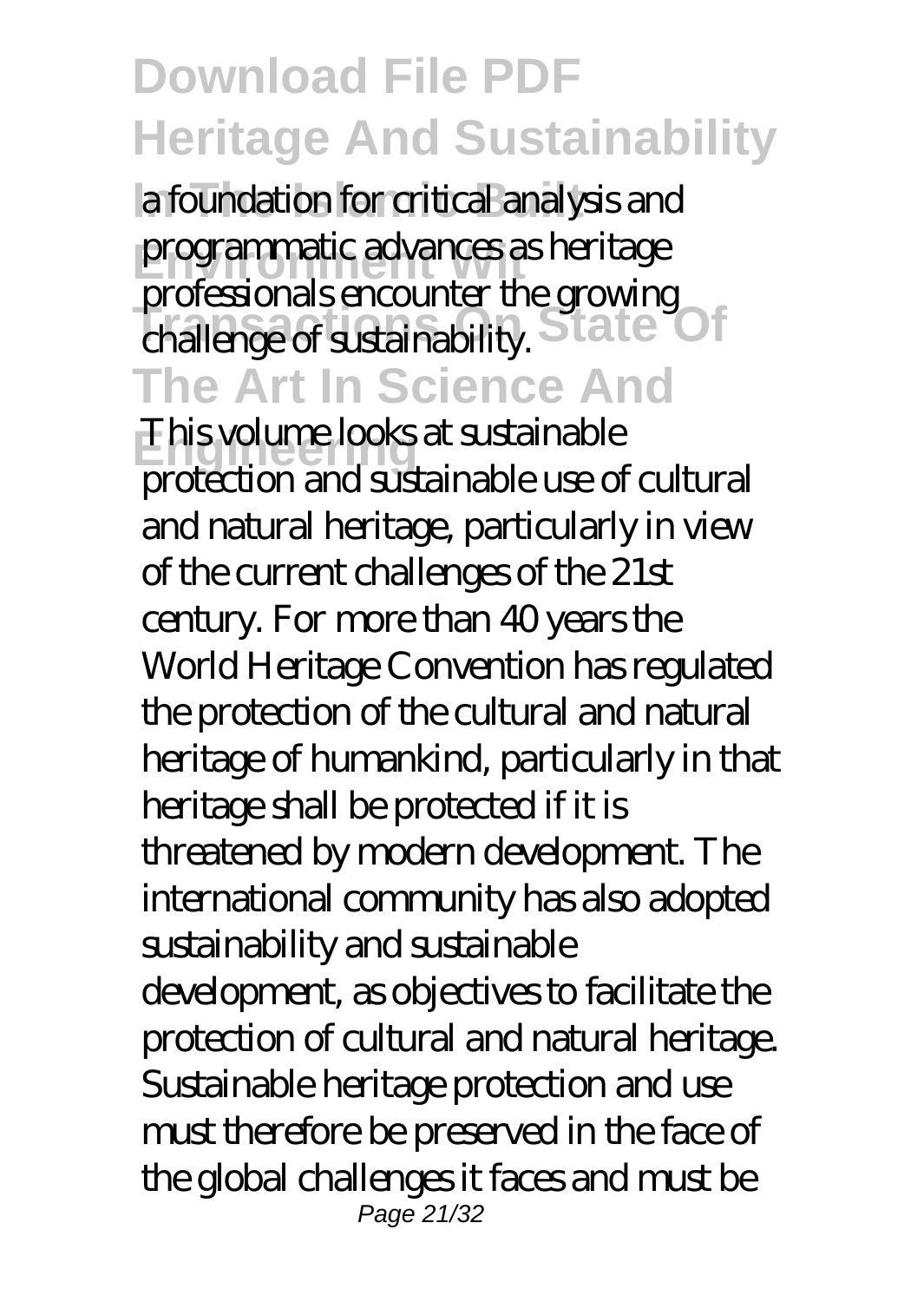a foundation for critical analysis and programmatic advances as heritage professionals encounter the growing challenge of sustainability.

This volume looks at sustainable protection and sustainable use of cultural and natural heritage, particularly in view of the current challenges of the 21st century. For more than 40 years the World Heritage Convention has regulated the protection of the cultural and natural heritage of humankind, particularly in that heritage shall be protected if it is threatened by modern development. The international community has also adopted sustainability and sustainable development, as objectives to facilitate the protection of cultural and natural heritage. Sustainable heritage protection and use must therefore be preserved in the face of the global challenges it faces and must be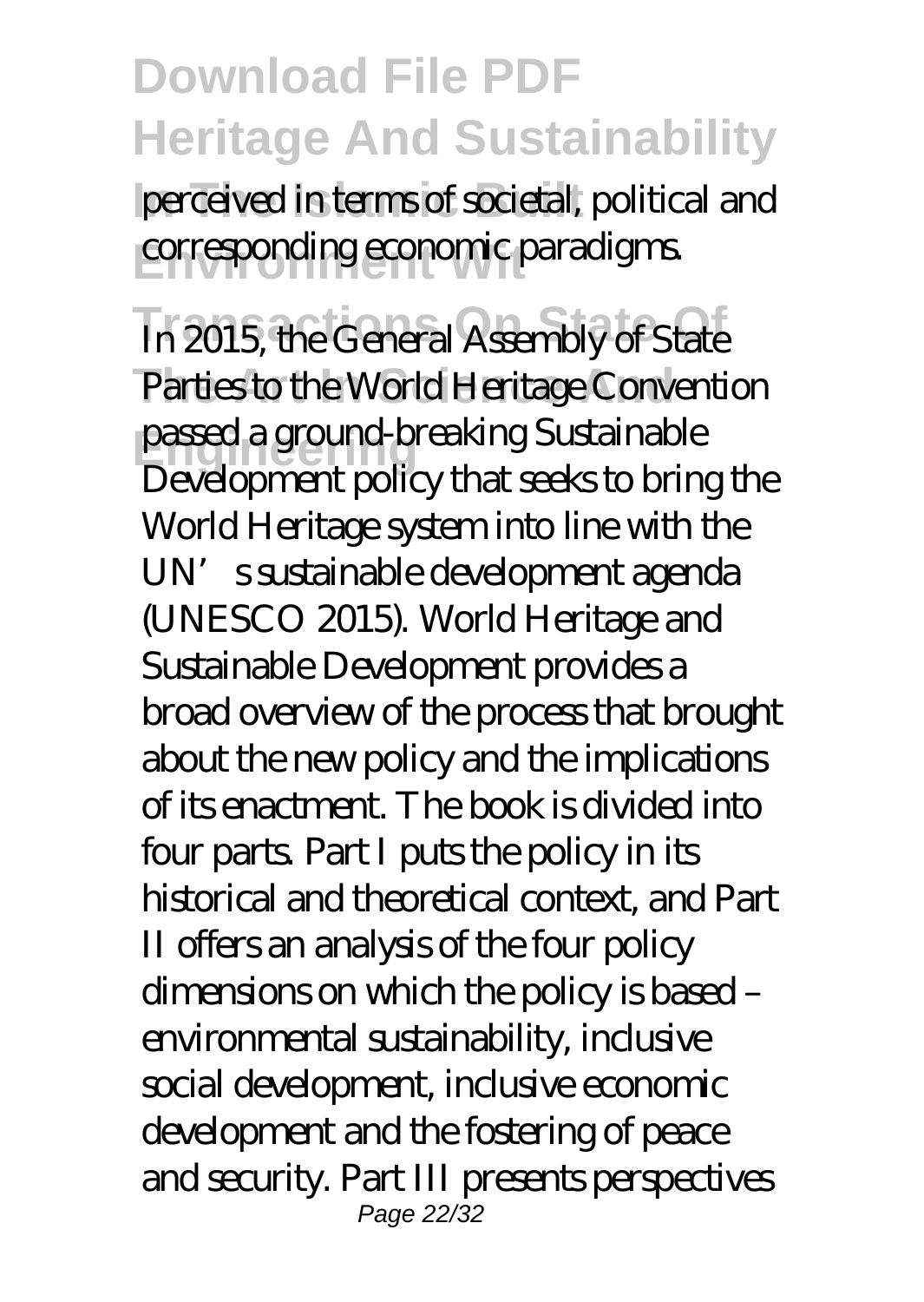perceived in terms of societal, political and corresponding economic paradigms.

In 2015, the General Assembly of State Parties to the World Heritage Convention passed a ground-breaking Sustainable Development policy that seeks to bring the World Heritage system into line with the UN's sustainable development agenda (UNESCO 2015). World Heritage and Sustainable Development provides a broad overview of the process that brought about the new policy and the implications of its enactment. The book is divided into four parts. Part I puts the policy in its historical and theoretical context, and Part II offers an analysis of the four policy dimensions on which the policy is based – environmental sustainability, inclusive social development, inclusive economic development and the fostering of peace and security. Part III presents perspectives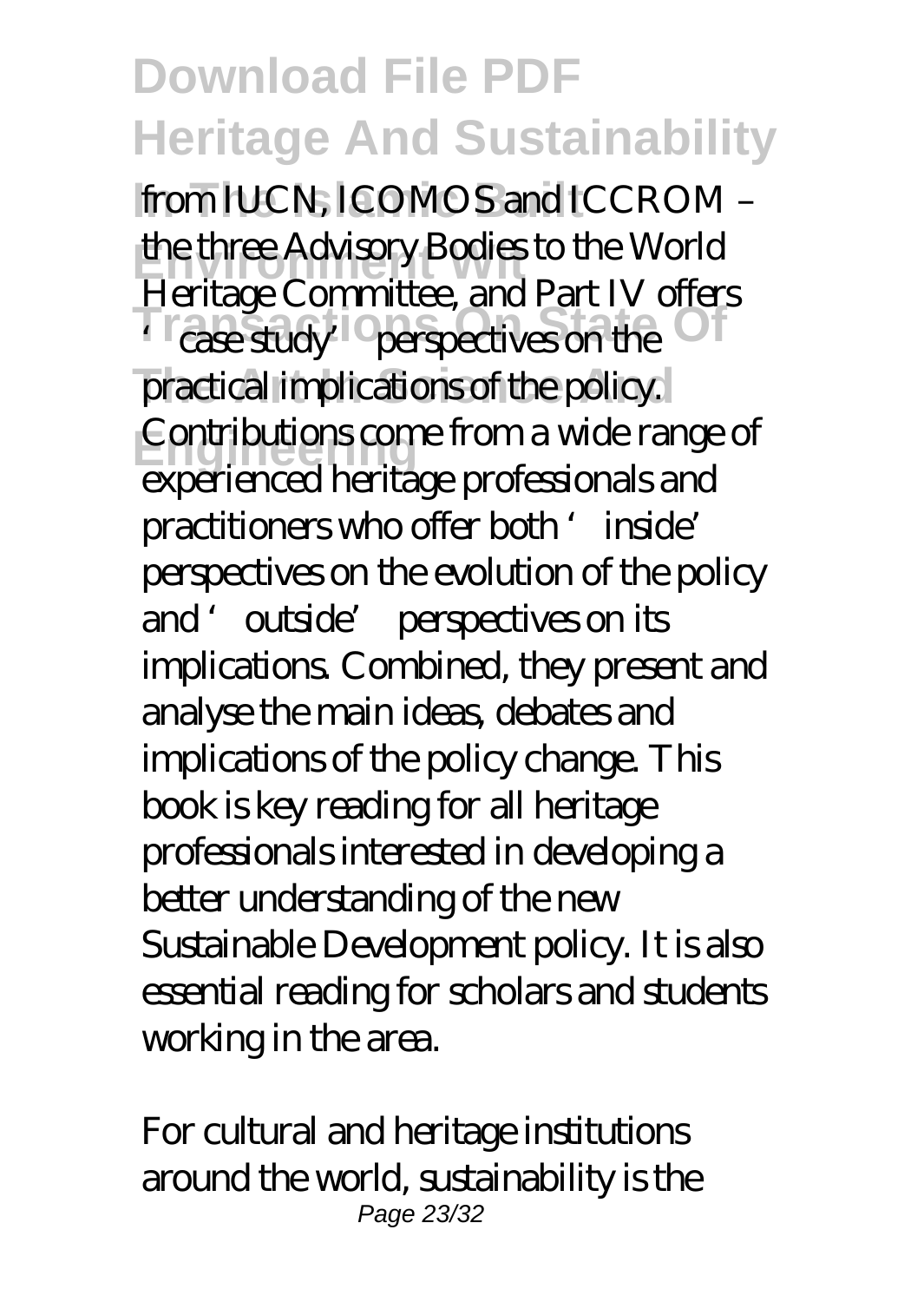from IUCN, ICOMOS and ICCROM – the three Advisory Bodies to the World Heritage Committee, and Part IV offers 'case study' perspectives on the practical implications of the policy. Contributions come from a wide range of experienced heritage professionals and practitioners who offer both 'inside' perspectives on the evolution of the policy and 'outside' perspectives on its implications. Combined, they present and analyse the main ideas, debates and implications of the policy change. This book is key reading for all heritage professionals interested in developing a better understanding of the new Sustainable Development policy. It is also essential reading for scholars and students working in the area.

For cultural and heritage institutions around the world, sustainability is the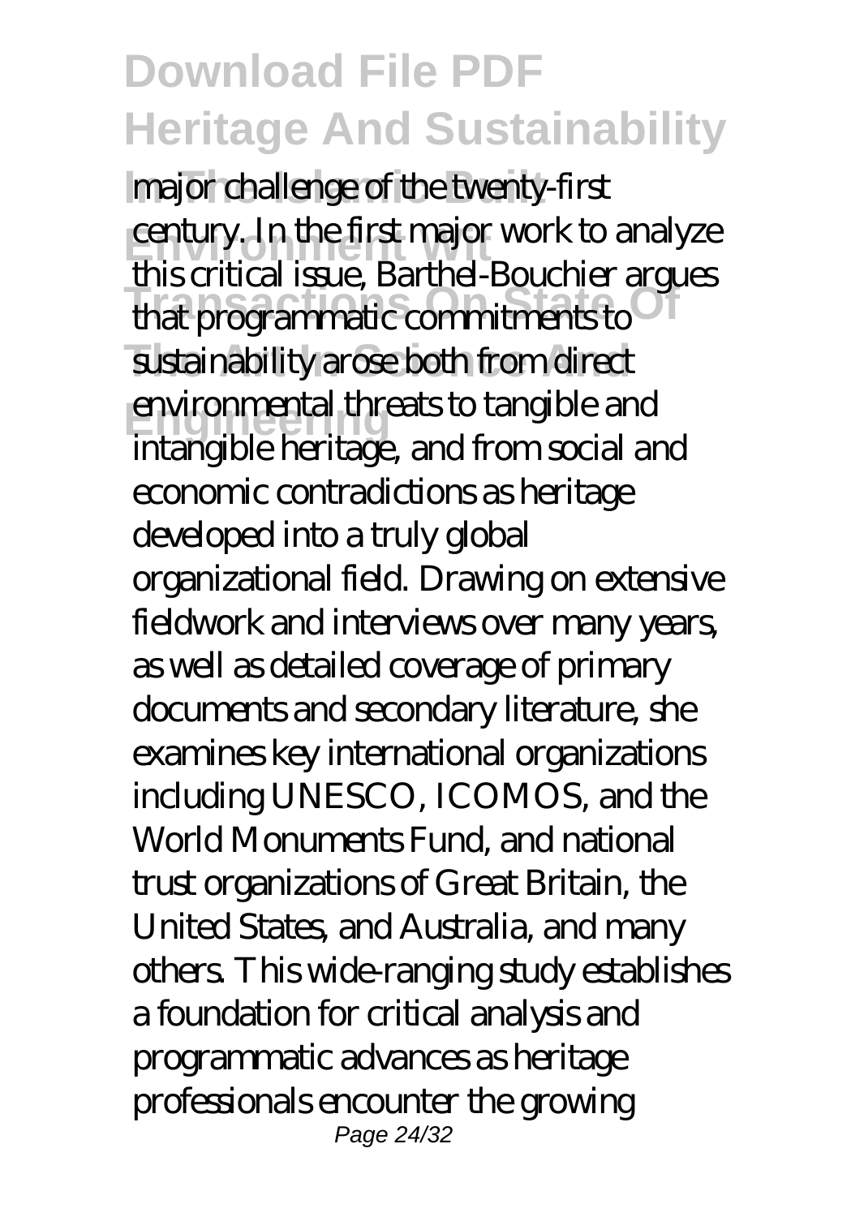major challenge of the twenty-first century. In the first major work to analyze this critical issue, Barthel-Bouchier argues that programmatic commitments to sustainability arose both from direct environmental threats to tangible and intangible heritage, and from social and economic contradictions as heritage developed into a truly global organizational field. Drawing on extensive fieldwork and interviews over many years, as well as detailed coverage of primary documents and secondary literature, she examines key international organizations including UNESCO, ICOMOS, and the World Monuments Fund, and national trust organizations of Great Britain, the United States, and Australia, and many others. This wide-ranging study establishes a foundation for critical analysis and programmatic advances as heritage professionals encounter the growing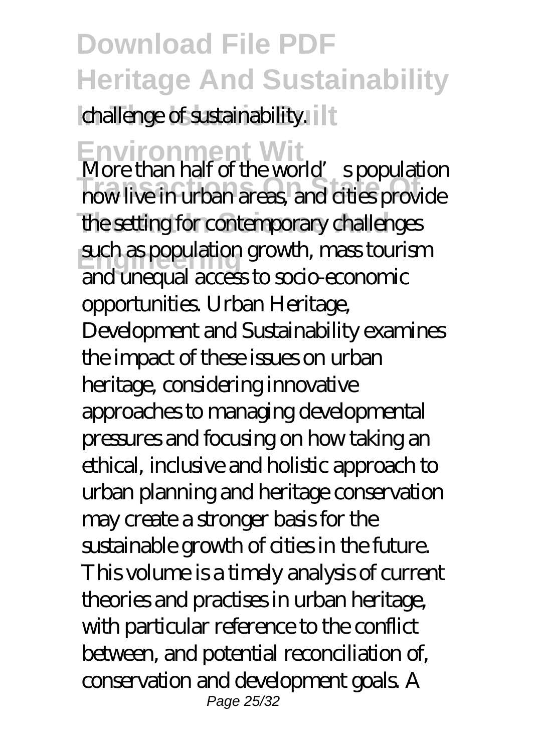challenge of sustainability.

More than half of the world's population now live in urban areas, and cities provide the setting for contemporary challenges such as population growth, mass tourism and unequal access to socio-economic opportunities. Urban Heritage, Development and Sustainability examines the impact of these issues on urban heritage, considering innovative approaches to managing developmental pressures and focusing on how taking an ethical, inclusive and holistic approach to urban planning and heritage conservation may create a stronger basis for the sustainable growth of cities in the future. This volume is a timely analysis of current theories and practises in urban heritage, with particular reference to the conflict between, and potential reconciliation of, conservation and development goals. A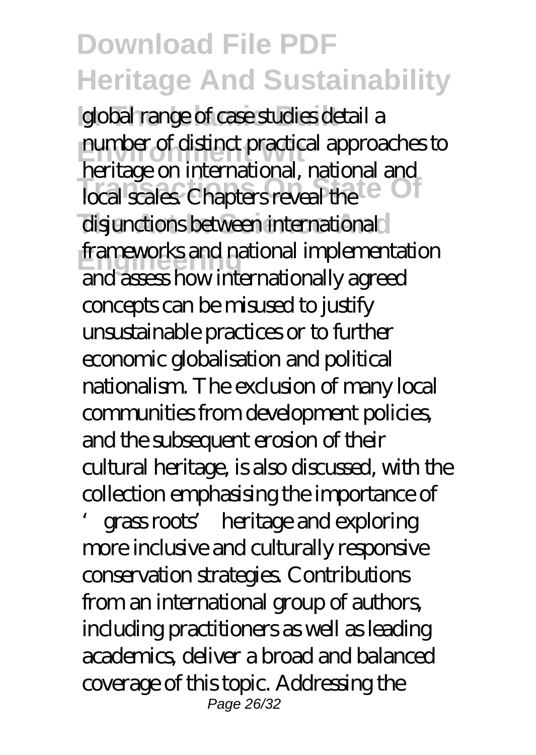global range of case studies detail a number of distinct practical approaches to heritage on international, national and local scales. Chapters reveal the disjunctions between international frameworks and national implementation and assess how internationally agreed concepts can be misused to justify unsustainable practices or to further economic globalisation and political nationalism. The exclusion of many local communities from development policies, and the subsequent erosion of their cultural heritage, is also discussed, with the collection emphasising the importance of 'grass roots' heritage and exploring more inclusive and culturally responsive conservation strategies. Contributions from an international group of authors, including practitioners as well as leading academics, deliver a broad and balanced coverage of this topic. Addressing the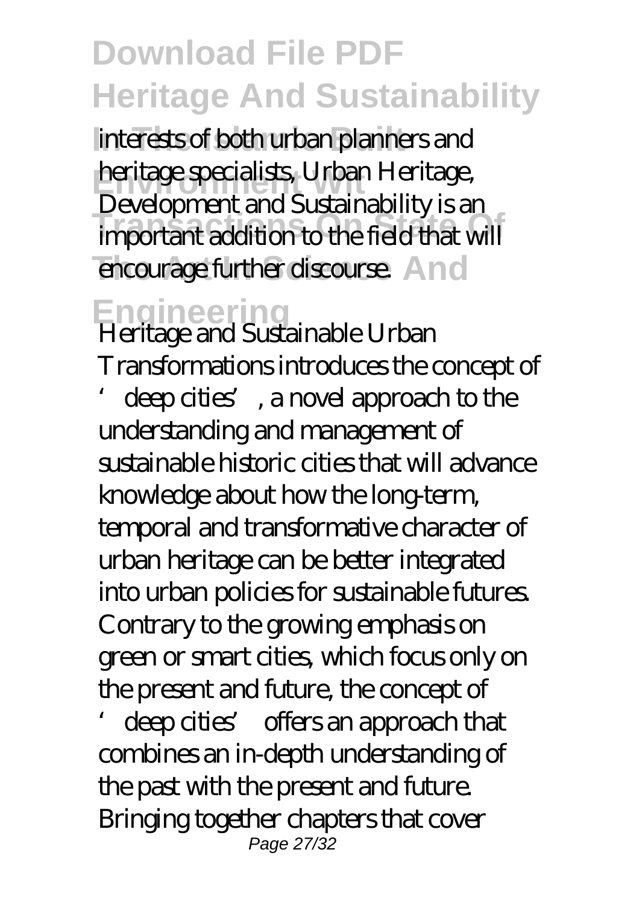interests of both urban planners and heritage specialists, Urban Heritage, Development and Sustainability is an important addition to the field that will encourage further discourse.

Heritage and Sustainable Urban Transformations introduces the concept of 'deep cities', a novel approach to the understanding and management of sustainable historic cities that will advance knowledge about how the long-term, temporal and transformative character of urban heritage can be better integrated into urban policies for sustainable futures. Contrary to the growing emphasis on green or smart cities, which focus only on the present and future, the concept of 'deep cities' offers an approach that combines an in-depth understanding of the past with the present and future. Bringing together chapters that cover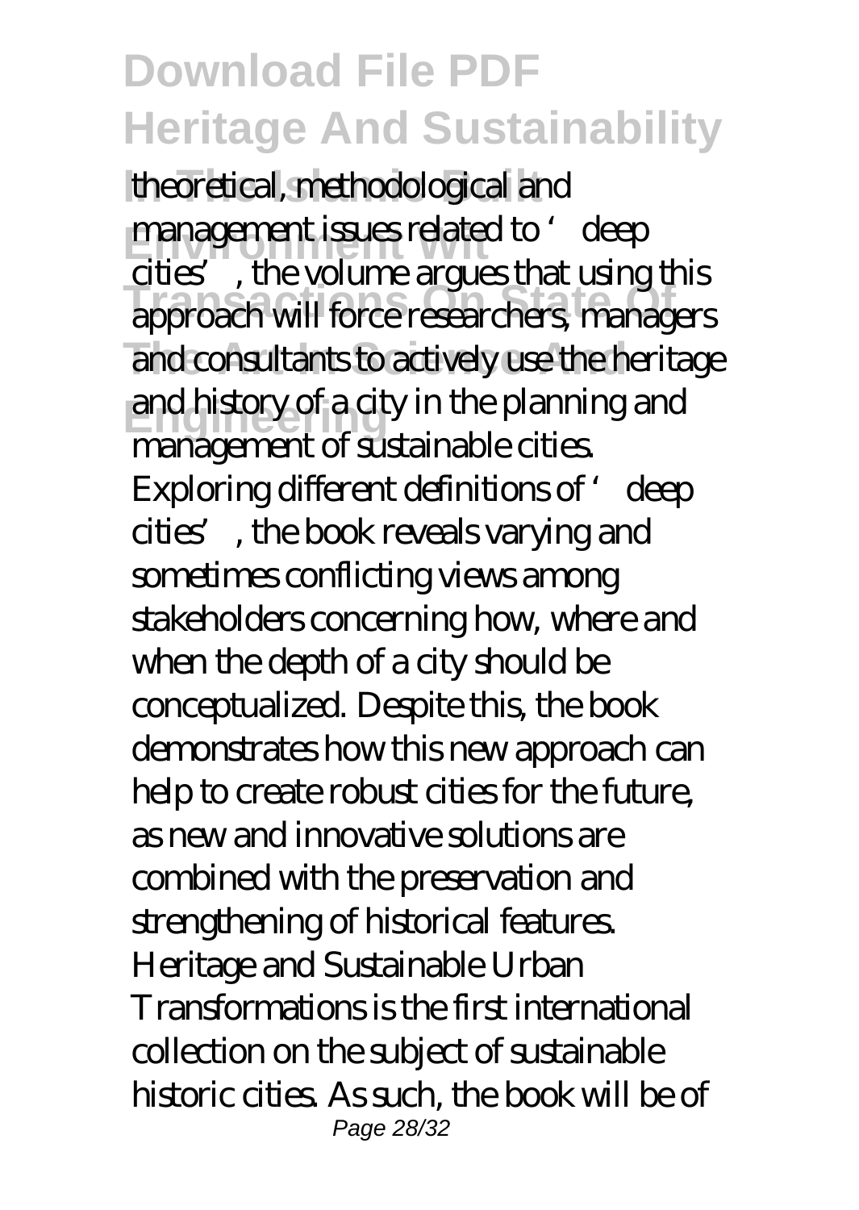theoretical, methodological and management issues related to 'deep cities', the volume argues that using this approach will force researchers, managers and consultants to actively use the heritage and history of a city in the planning and management of sustainable cities. Exploring different definitions of 'deep cities', the book reveals varying and sometimes conflicting views among stakeholders concerning how, where and when the depth of a city should be conceptualized. Despite this, the book demonstrates how this new approach can help to create robust cities for the future, as new and innovative solutions are combined with the preservation and strengthening of historical features. Heritage and Sustainable Urban Transformations is the first international collection on the subject of sustainable historic cities. As such, the book will be of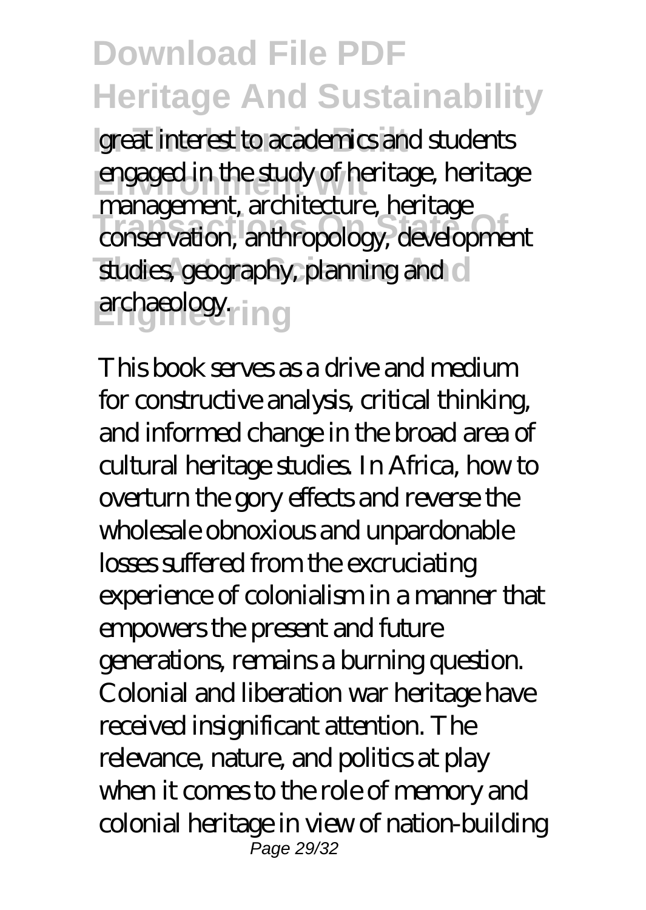great interest to academics and students engaged in the study of heritage, heritage management, architecture, heritage conservation, anthropology, development studies, geography, planning and archaeology.

This book serves as a drive and medium for constructive analysis, critical thinking, and informed change in the broad area of cultural heritage studies. In Africa, how to overturn the gory effects and reverse the wholesale obnoxious and unpardonable losses suffered from the excruciating experience of colonialism in a manner that empowers the present and future generations, remains a burning question. Colonial and liberation war heritage have received insignificant attention. The relevance, nature, and politics at play when it comes to the role of memory and colonial heritage in view of nation-building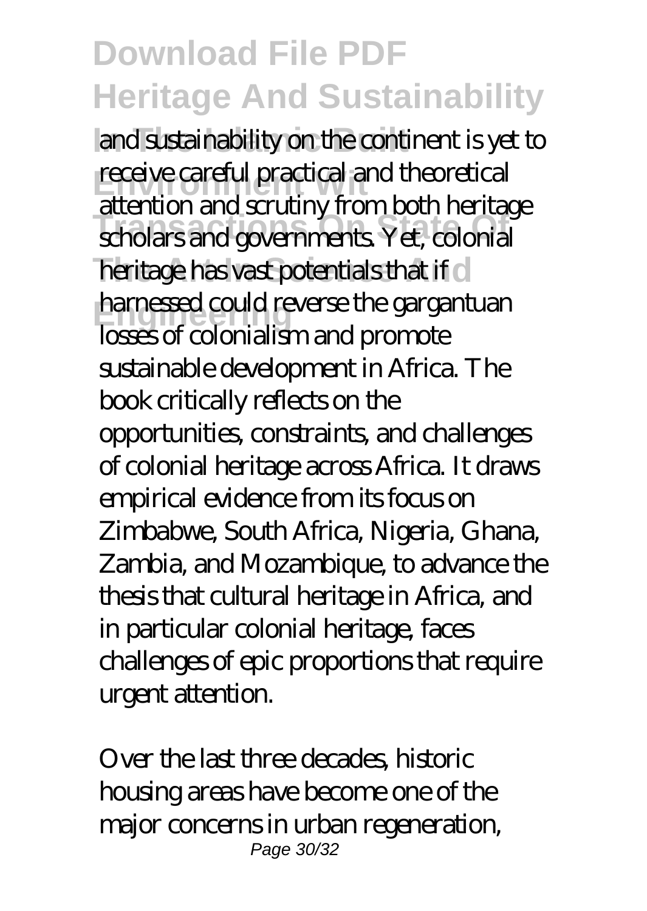and sustainability on the continent is yet to receive careful practical and theoretical attention and scrutiny from both heritage scholars and governments. Yet, colonial heritage has vast potentials that if harnessed could reverse the gargantuan losses of colonialism and promote sustainable development in Africa. The book critically reflects on the opportunities, constraints, and challenges of colonial heritage across Africa. It draws empirical evidence from its focus on Zimbabwe, South Africa, Nigeria, Ghana, Zambia, and Mozambique, to advance the thesis that cultural heritage in Africa, and in particular colonial heritage, faces challenges of epic proportions that require urgent attention.

Over the last three decades, historic housing areas have become one of the major concerns in urban regeneration,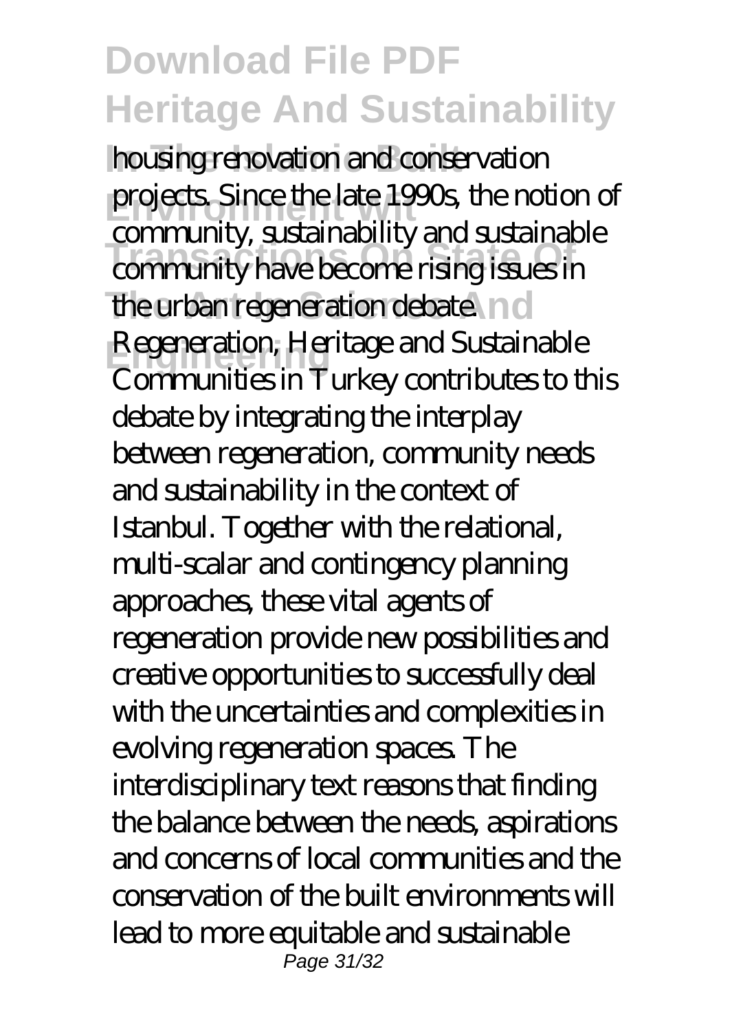housing renovation and conservation projects. Since the late 1990s, the notion of community, sustainability and sustainable community have become rising issues in the urban regeneration debate. Regeneration, Heritage and Sustainable Communities in Turkey contributes to this debate by integrating the interplay between regeneration, community needs and sustainability in the context of Istanbul. Together with the relational, multi-scalar and contingency planning approaches, these vital agents of regeneration provide new possibilities and creative opportunities to successfully deal with the uncertainties and complexities in evolving regeneration spaces. The interdisciplinary text reasons that finding the balance between the needs, aspirations and concerns of local communities and the conservation of the built environments will lead to more equitable and sustainable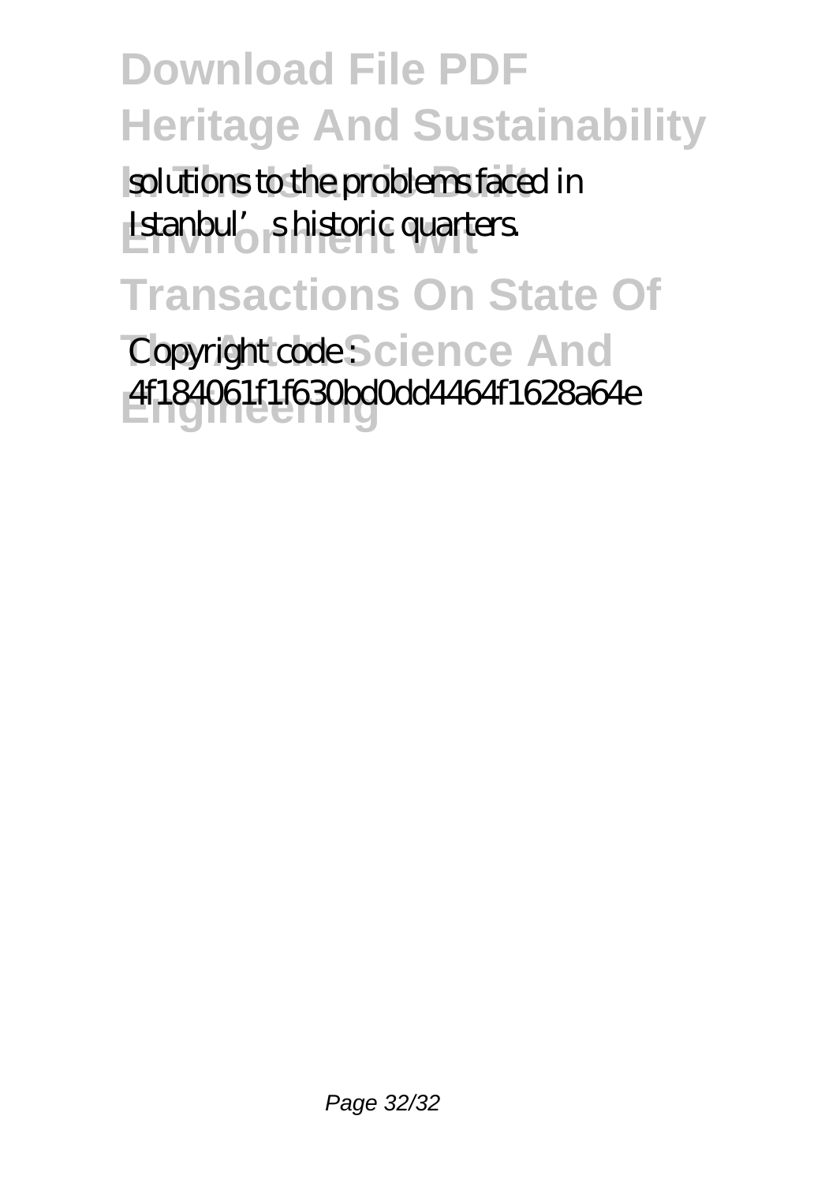solutions to the problems faced in Istanbul's historic quarters.

Copyright code : 4f184061f1f630bd0dd4464f1628a64e